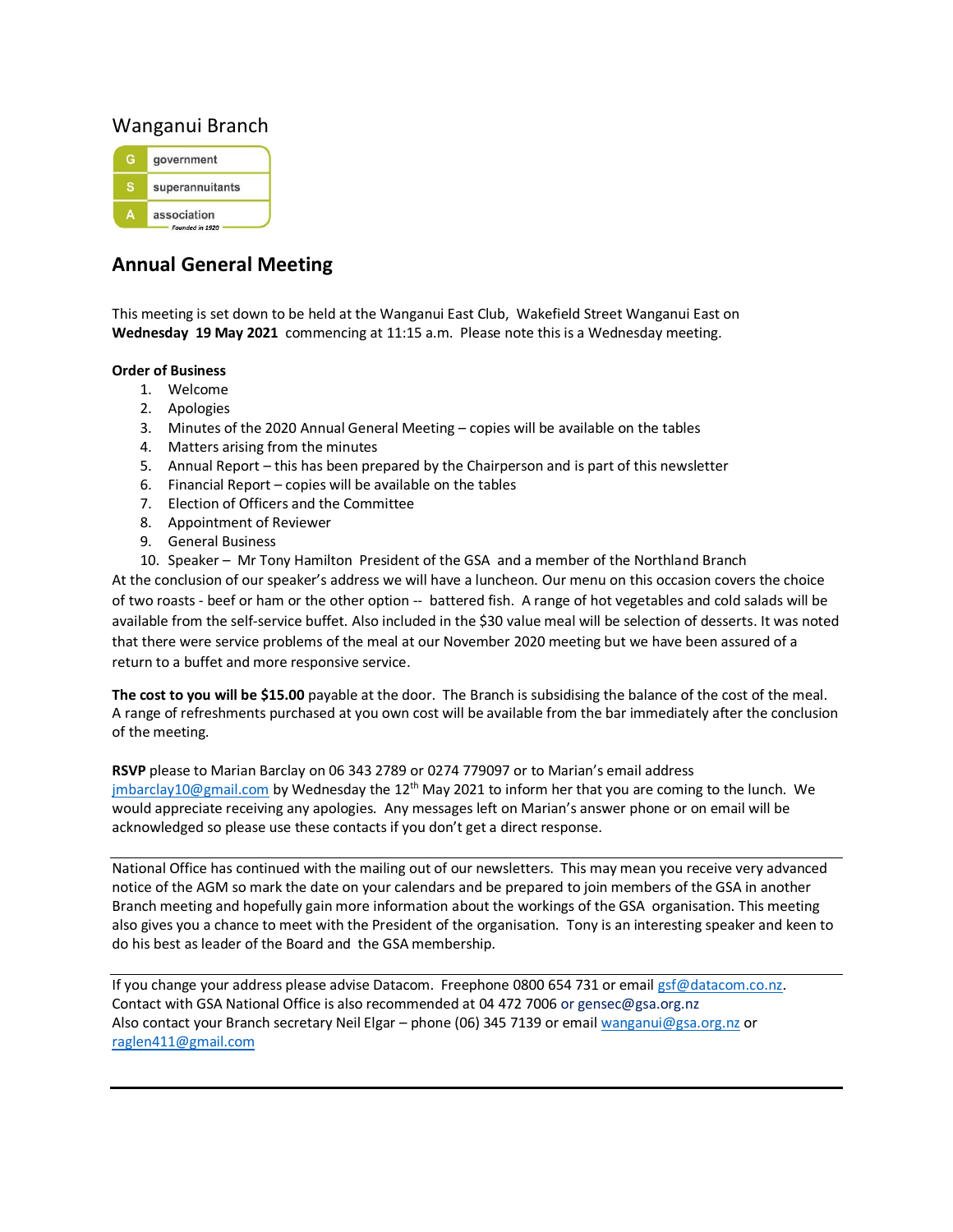Wanganui Branch

government
superannuitants
association
Founded in 1920

## Annual General Meeting

This meeting is set down to be held at the Wanganui East Club, Wakefield Street Wanganui East on **Wednesday 19 May 2021** commencing at 11:15 a.m. Please note this is a Wednesday meeting.

**Order of Business**

1. Welcome
2. Apologies
3. Minutes of the 2020 Annual General Meeting – copies will be available on the tables
4. Matters arising from the minutes
5. Annual Report – this has been prepared by the Chairperson and is part of this newsletter
6. Financial Report – copies will be available on the tables
7. Election of Officers and the Committee
8. Appointment of Reviewer
9. General Business
10. Speaker – Mr Tony Hamilton President of the GSA and a member of the Northland Branch

At the conclusion of our speaker's address we will have a luncheon. Our menu on this occasion covers the choice of two roasts - beef or ham or the other option -- battered fish. A range of hot vegetables and cold salads will be available from the self-service buffet. Also included in the $30 value meal will be selection of desserts. It was noted that there were service problems of the meal at our November 2020 meeting but we have been assured of a return to a buffet and more responsive service.

**The cost to you will be $15.00** payable at the door. The Branch is subsidising the balance of the cost of the meal. A range of refreshments purchased at you own cost will be available from the bar immediately after the conclusion of the meeting.

**RSVP** please to Marian Barclay on 06 343 2789 or 0274 779097 or to Marian's email address jmbarclay10@gmail.com by Wednesday the 12th May 2021 to inform her that you are coming to the lunch. We would appreciate receiving any apologies. Any messages left on Marian's answer phone or on email will be acknowledged so please use these contacts if you don't get a direct response.

---

National Office has continued with the mailing out of our newsletters. This may mean you receive very advanced notice of the AGM so mark the date on your calendars and be prepared to join members of the GSA in another Branch meeting and hopefully gain more information about the workings of the GSA organisation. This meeting also gives you a chance to meet with the President of the organisation. Tony is an interesting speaker and keen to do his best as leader of the Board and the GSA membership.

---

If you change your address please advise Datacom. Freephone 0800 654 731 or email gsf@datacom.co.nz.
Contact with GSA National Office is also recommended at 04 472 7006 or gensec@gsa.org.nz
Also contact your Branch secretary Neil Elgar – phone (06) 345 7139 or email wanganui@gsa.org.nz or raglen411@gmail.com

---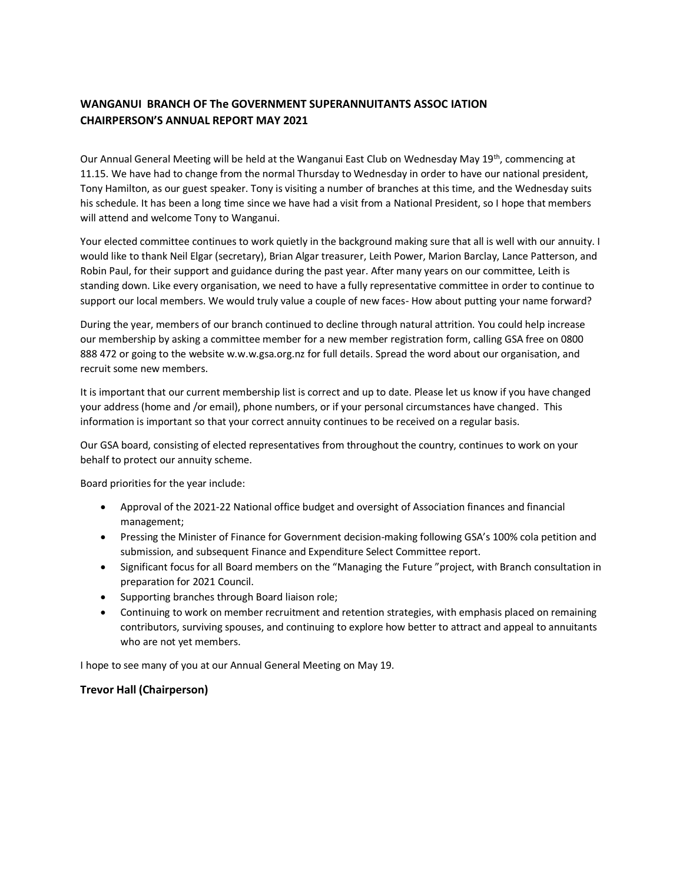**WANGANUI BRANCH OF The GOVERNMENT SUPERANNUITANTS ASSOC IATION**
**CHAIRPERSON'S ANNUAL REPORT MAY 2021**

Our Annual General Meeting will be held at the Wanganui East Club on Wednesday May 19th, commencing at 11.15. We have had to change from the normal Thursday to Wednesday in order to have our national president, Tony Hamilton, as our guest speaker. Tony is visiting a number of branches at this time, and the Wednesday suits his schedule. It has been a long time since we have had a visit from a National President, so I hope that members will attend and welcome Tony to Wanganui.

Your elected committee continues to work quietly in the background making sure that all is well with our annuity. I would like to thank Neil Elgar (secretary), Brian Algar treasurer, Leith Power, Marion Barclay, Lance Patterson, and Robin Paul, for their support and guidance during the past year. After many years on our committee, Leith is standing down. Like every organisation, we need to have a fully representative committee in order to continue to support our local members. We would truly value a couple of new faces- How about putting your name forward?

During the year, members of our branch continued to decline through natural attrition. You could help increase our membership by asking a committee member for a new member registration form, calling GSA free on 0800 888 472 or going to the website w.w.w.gsa.org.nz for full details. Spread the word about our organisation, and recruit some new members.

It is important that our current membership list is correct and up to date. Please let us know if you have changed your address (home and /or email), phone numbers, or if your personal circumstances have changed. This information is important so that your correct annuity continues to be received on a regular basis.

Our GSA board, consisting of elected representatives from throughout the country, continues to work on your behalf to protect our annuity scheme.

Board priorities for the year include:

- Approval of the 2021-22 National office budget and oversight of Association finances and financial management;
- Pressing the Minister of Finance for Government decision-making following GSA's 100% cola petition and submission, and subsequent Finance and Expenditure Select Committee report.
- Significant focus for all Board members on the "Managing the Future" project, with Branch consultation in preparation for 2021 Council.
- Supporting branches through Board liaison role;
- Continuing to work on member recruitment and retention strategies, with emphasis placed on remaining contributors, surviving spouses, and continuing to explore how better to attract and appeal to annuitants who are not yet members.

I hope to see many of you at our Annual General Meeting on May 19.

**Trevor Hall (Chairperson)**